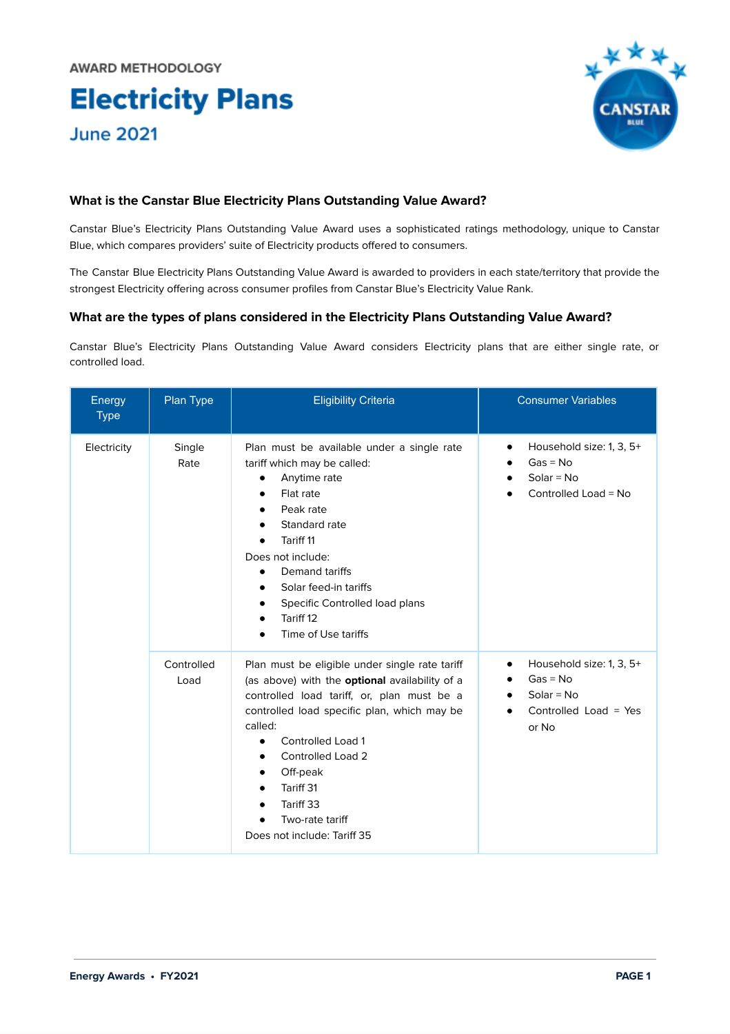AWARD METHODOLOGY

# Electricity Plans

## June 2021

### What is the Canstar Blue Electricity Plans Outstanding Value Award?

Canstar Blue's Electricity Plans Outstanding Value Award uses a sophisticated ratings methodology, unique to Canstar Blue, which compares providers' suite of Electricity products offered to consumers.

The Canstar Blue Electricity Plans Outstanding Value Award is awarded to providers in each state/territory that provide the strongest Electricity offering across consumer profiles from Canstar Blue's Electricity Value Rank.

### What are the types of plans considered in the Electricity Plans Outstanding Value Award?

Canstar Blue's Electricity Plans Outstanding Value Award considers Electricity plans that are either single rate, or controlled load.

| Energy Type | Plan Type | Eligibility Criteria | Consumer Variables |
|---|---|---|---|
| Electricity | Single Rate | Plan must be available under a single rate tariff which may be called:<br>• Anytime rate<br>• Flat rate<br>• Peak rate<br>• Standard rate<br>• Tariff 11<br>Does not include:<br>• Demand tariffs<br>• Solar feed-in tariffs<br>• Specific Controlled load plans<br>• Tariff 12<br>• Time of Use tariffs | • Household size: 1, 3, 5+<br>• Gas = No<br>• Solar = No<br>• Controlled Load = No |
| | Controlled Load | Plan must be eligible under single rate tariff (as above) with the **optional** availability of a controlled load tariff, or, plan must be a controlled load specific plan, which may be called:<br>• Controlled Load 1<br>• Controlled Load 2<br>• Off-peak<br>• Tariff 31<br>• Tariff 33<br>• Two-rate tariff<br>Does not include: Tariff 35 | • Household size: 1, 3, 5+<br>• Gas = No<br>• Solar = No<br>• Controlled Load = Yes or No |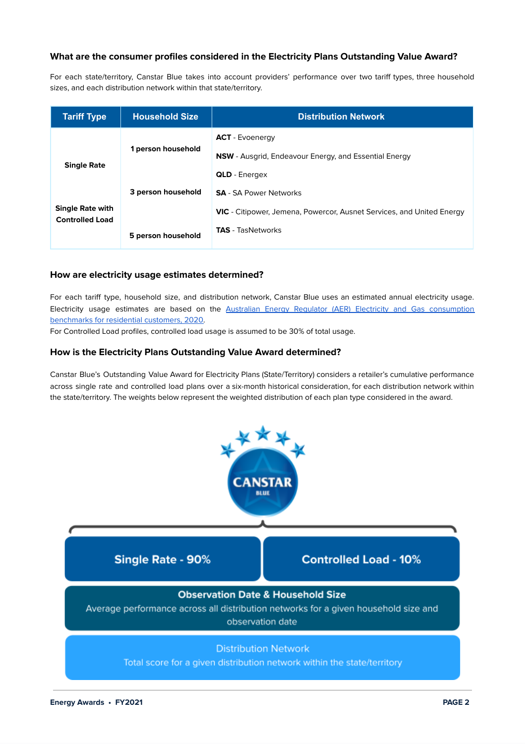### What are the consumer profiles considered in the Electricity Plans Outstanding Value Award?

For each state/territory, Canstar Blue takes into account providers' performance over two tariff types, three household sizes, and each distribution network within that state/territory.

| Tariff Type | Household Size | Distribution Network |
|---|---|---|
| **Single Rate** | **1 person household** | **ACT** - Evoenergy |
| | | **NSW** - Ausgrid, Endeavour Energy, and Essential Energy |
| | **3 person household** | **QLD** - Energex |
| **Single Rate with Controlled Load** | | **SA** - SA Power Networks |
| | **5 person household** | **VIC** - Citipower, Jemena, Powercor, Ausnet Services, and United Energy |
| | | **TAS** - TasNetworks |

### How are electricity usage estimates determined?

For each tariff type, household size, and distribution network, Canstar Blue uses an estimated annual electricity usage. Electricity usage estimates are based on the [Australian Energy Regulator (AER) Electricity and Gas consumption benchmarks for residential customers, 2020](#).

For Controlled Load profiles, controlled load usage is assumed to be 30% of total usage.

### How is the Electricity Plans Outstanding Value Award determined?

Canstar Blue's Outstanding Value Award for Electricity Plans (State/Territory) considers a retailer's cumulative performance across single rate and controlled load plans over a six-month historical consideration, for each distribution network within the state/territory. The weights below represent the weighted distribution of each plan type considered in the award.

**Single Rate - 90%** | **Controlled Load - 10%**

**Observation Date & Household Size**
Average performance across all distribution networks for a given household size and observation date

**Distribution Network**
Total score for a given distribution network within the state/territory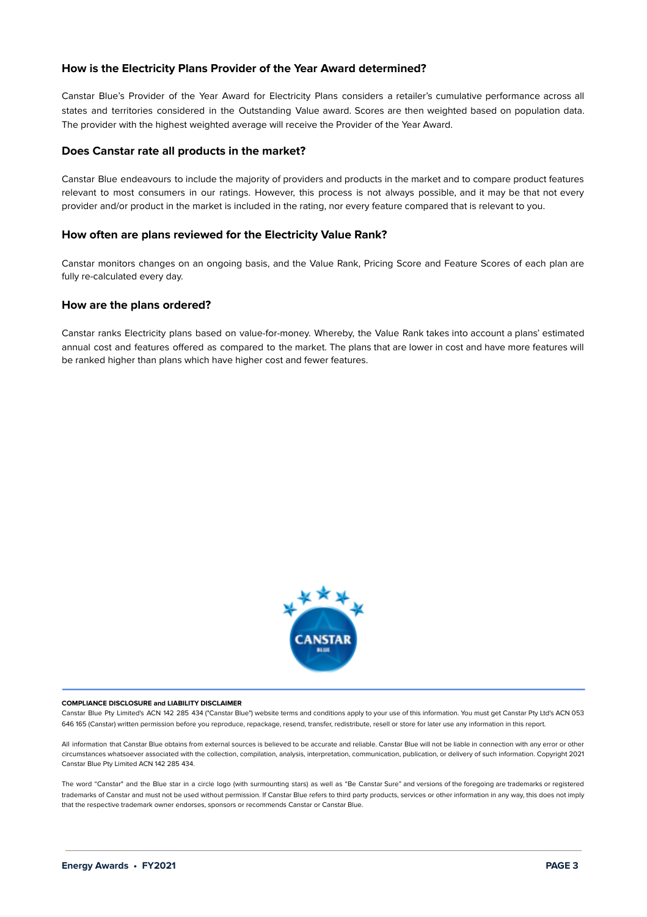### How is the Electricity Plans Provider of the Year Award determined?

Canstar Blue's Provider of the Year Award for Electricity Plans considers a retailer's cumulative performance across all states and territories considered in the Outstanding Value award. Scores are then weighted based on population data. The provider with the highest weighted average will receive the Provider of the Year Award.

### Does Canstar rate all products in the market?

Canstar Blue endeavours to include the majority of providers and products in the market and to compare product features relevant to most consumers in our ratings. However, this process is not always possible, and it may be that not every provider and/or product in the market is included in the rating, nor every feature compared that is relevant to you.

### How often are plans reviewed for the Electricity Value Rank?

Canstar monitors changes on an ongoing basis, and the Value Rank, Pricing Score and Feature Scores of each plan are fully re-calculated every day.

### How are the plans ordered?

Canstar ranks Electricity plans based on value-for-money. Whereby, the Value Rank takes into account a plans' estimated annual cost and features offered as compared to the market. The plans that are lower in cost and have more features will be ranked higher than plans which have higher cost and fewer features.

**COMPLIANCE DISCLOSURE and LIABILITY DISCLAIMER**

Canstar Blue Pty Limited's ACN 142 285 434 ("Canstar Blue") website terms and conditions apply to your use of this information. You must get Canstar Pty Ltd's ACN 053 646 165 (Canstar) written permission before you reproduce, repackage, resend, transfer, redistribute, resell or store for later use any information in this report.

All information that Canstar Blue obtains from external sources is believed to be accurate and reliable. Canstar Blue will not be liable in connection with any error or other circumstances whatsoever associated with the collection, compilation, analysis, interpretation, communication, publication, or delivery of such information. Copyright 2021 Canstar Blue Pty Limited ACN 142 285 434.

The word "Canstar" and the Blue star in a circle logo (with surmounting stars) as well as "Be Canstar Sure" and versions of the foregoing are trademarks or registered trademarks of Canstar and must not be used without permission. If Canstar Blue refers to third party products, services or other information in any way, this does not imply that the respective trademark owner endorses, sponsors or recommends Canstar or Canstar Blue.